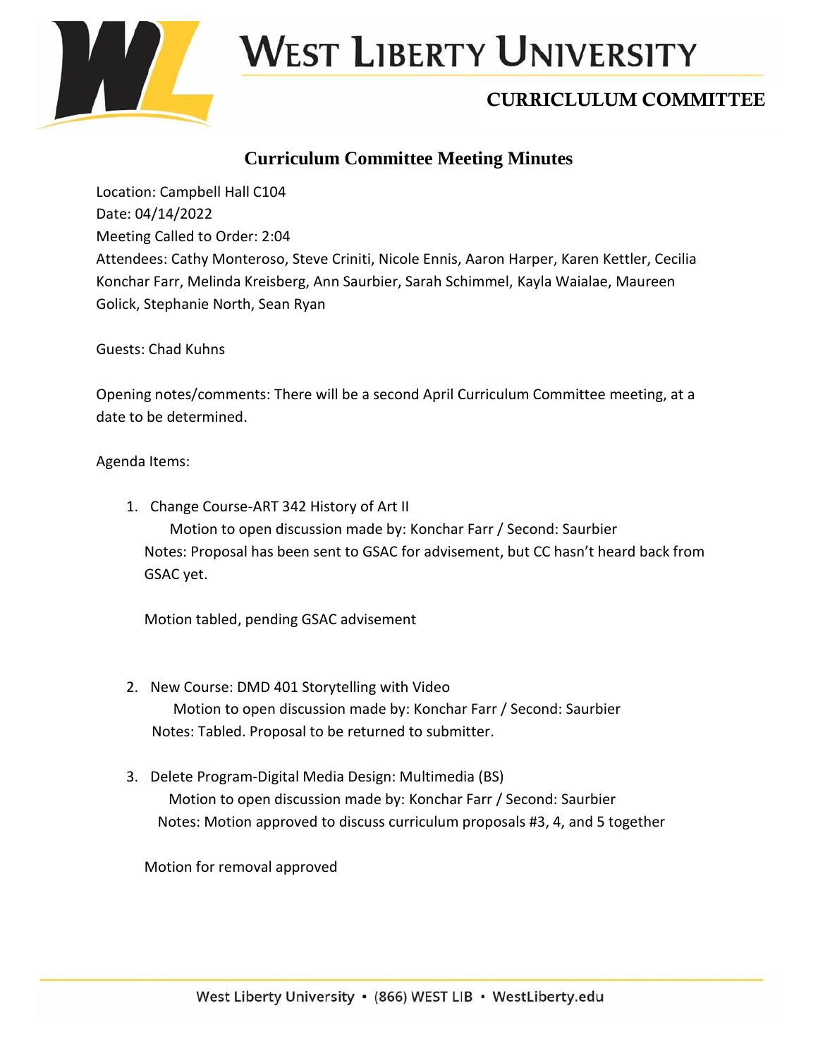# West Liberty University

## CURRICLULUM COMMITTEE

### Curriculum Committee Meeting Minutes

Location: Campbell Hall C104
Date: 04/14/2022
Meeting Called to Order: 2:04
Attendees: Cathy Monteroso, Steve Criniti, Nicole Ennis, Aaron Harper, Karen Kettler, Cecilia Konchar Farr, Melinda Kreisberg, Ann Saurbier, Sarah Schimmel, Kayla Waialae, Maureen Golick, Stephanie North, Sean Ryan

Guests: Chad Kuhns

Opening notes/comments: There will be a second April Curriculum Committee meeting, at a date to be determined.

Agenda Items:

1. Change Course-ART 342 History of Art II
   Motion to open discussion made by: Konchar Farr / Second: Saurbier
   Notes: Proposal has been sent to GSAC for advisement, but CC hasn't heard back from GSAC yet.

   Motion tabled, pending GSAC advisement

2. New Course: DMD 401 Storytelling with Video
   Motion to open discussion made by: Konchar Farr / Second: Saurbier
   Notes: Tabled. Proposal to be returned to submitter.

3. Delete Program-Digital Media Design: Multimedia (BS)
   Motion to open discussion made by: Konchar Farr / Second: Saurbier
   Notes: Motion approved to discuss curriculum proposals #3, 4, and 5 together

   Motion for removal approved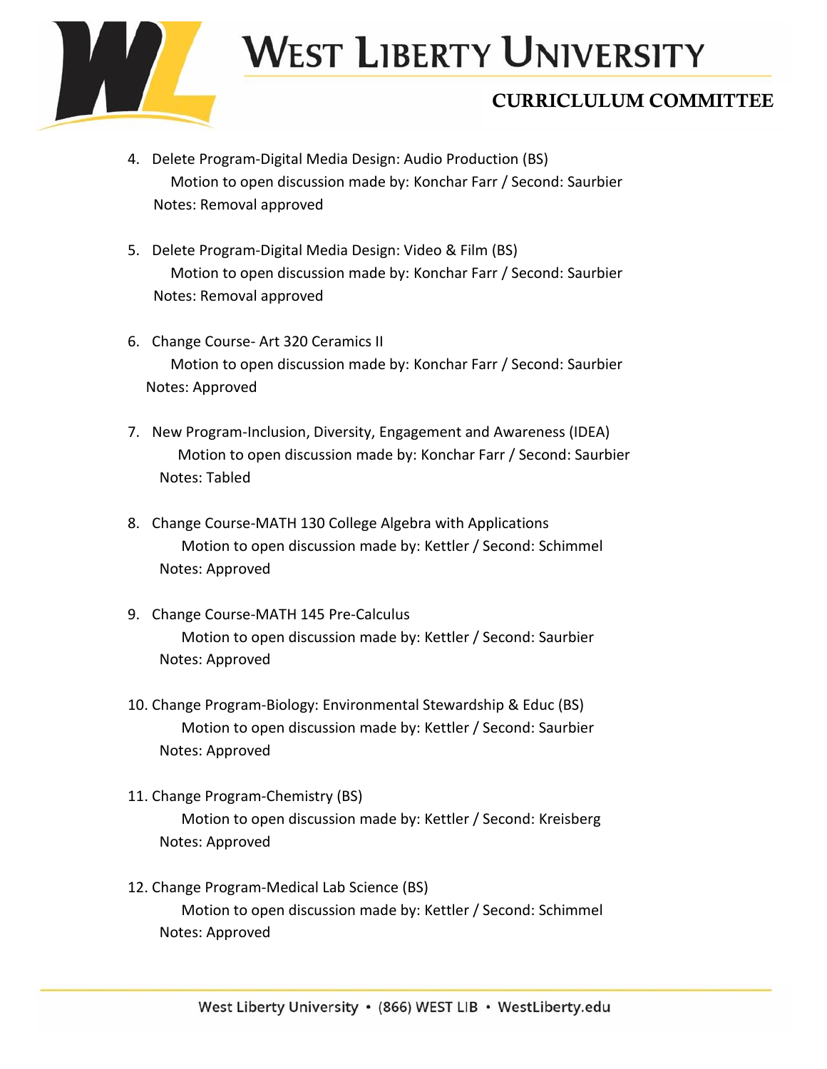4. Delete Program-Digital Media Design: Audio Production (BS)
   Motion to open discussion made by: Konchar Farr / Second: Saurbier
   Notes: Removal approved

5. Delete Program-Digital Media Design: Video & Film (BS)
   Motion to open discussion made by: Konchar Farr / Second: Saurbier
   Notes: Removal approved

6. Change Course- Art 320 Ceramics II
   Motion to open discussion made by: Konchar Farr / Second: Saurbier
   Notes: Approved

7. New Program-Inclusion, Diversity, Engagement and Awareness (IDEA)
   Motion to open discussion made by: Konchar Farr / Second: Saurbier
   Notes: Tabled

8. Change Course-MATH 130 College Algebra with Applications
   Motion to open discussion made by: Kettler / Second: Schimmel
   Notes: Approved

9. Change Course-MATH 145 Pre-Calculus
   Motion to open discussion made by: Kettler / Second: Saurbier
   Notes: Approved

10. Change Program-Biology: Environmental Stewardship & Educ (BS)
    Motion to open discussion made by: Kettler / Second: Saurbier
    Notes: Approved

11. Change Program-Chemistry (BS)
    Motion to open discussion made by: Kettler / Second: Kreisberg
    Notes: Approved

12. Change Program-Medical Lab Science (BS)
    Motion to open discussion made by: Kettler / Second: Schimmel
    Notes: Approved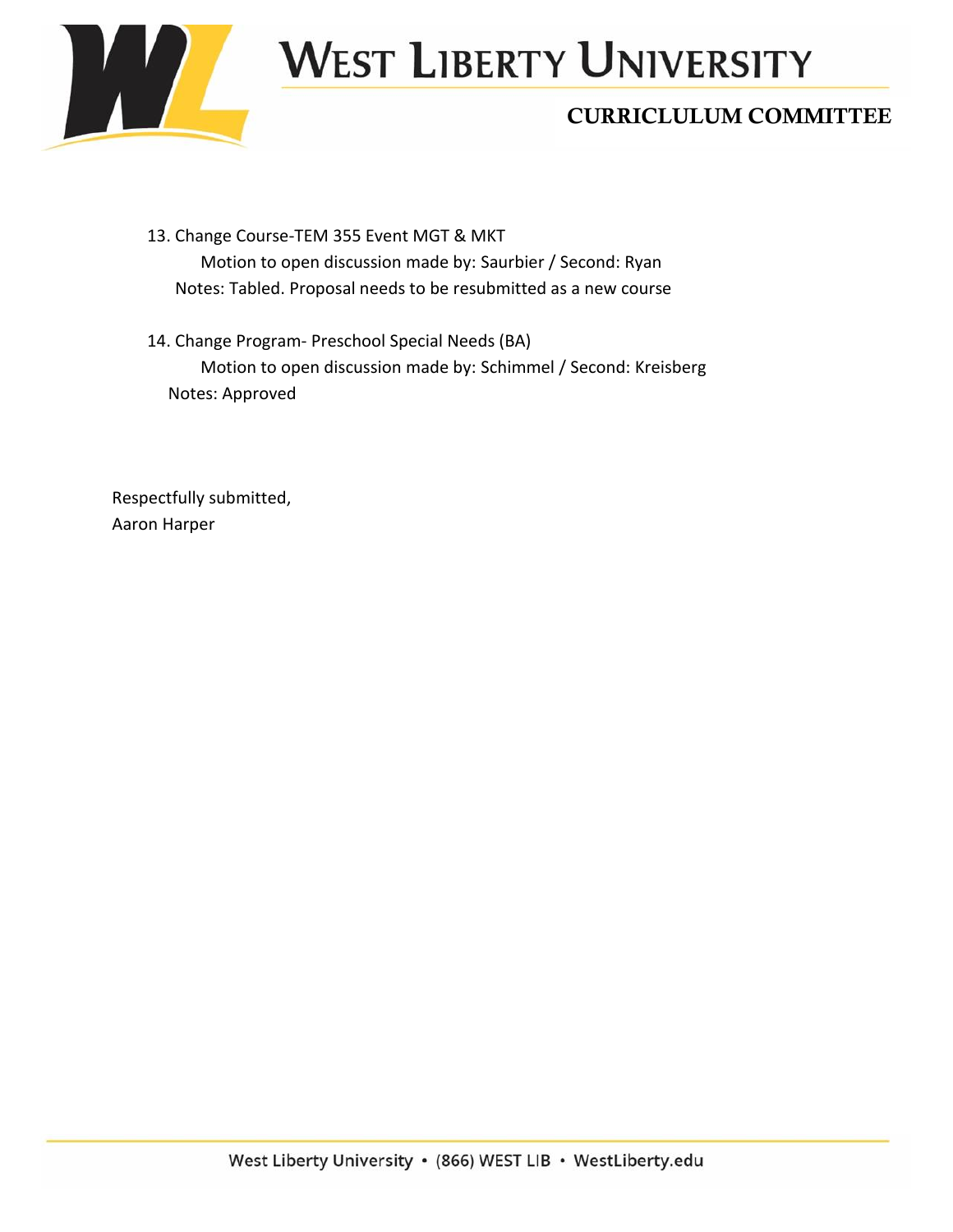13. Change Course-TEM 355 Event MGT & MKT

    Motion to open discussion made by: Saurbier / Second: Ryan

    Notes: Tabled. Proposal needs to be resubmitted as a new course

14. Change Program- Preschool Special Needs (BA)

    Motion to open discussion made by: Schimmel / Second: Kreisberg

    Notes: Approved

Respectfully submitted,
Aaron Harper